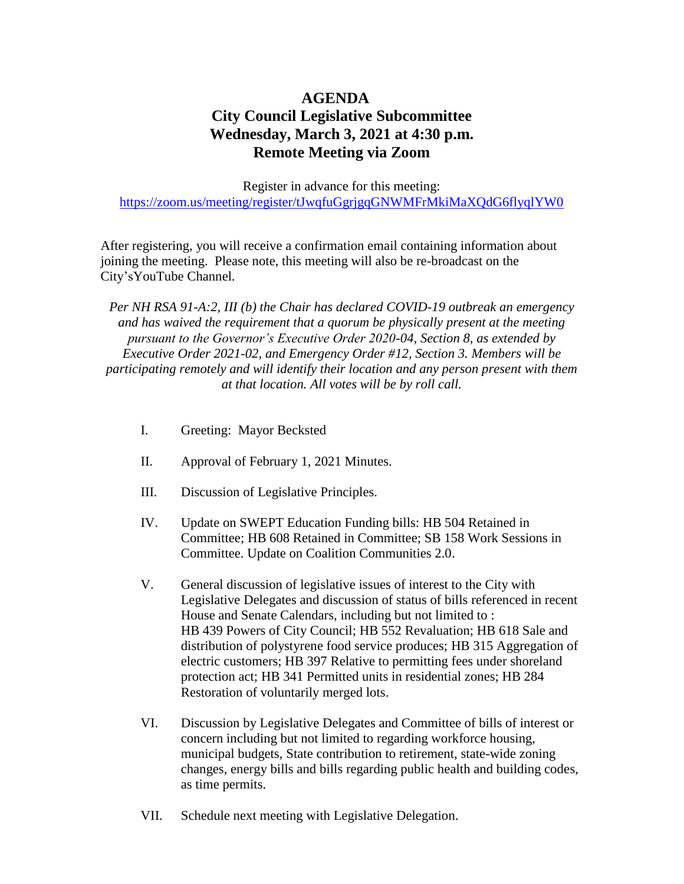# AGENDA
## City Council Legislative Subcommittee
## Wednesday, March 3, 2021 at 4:30 p.m.
## Remote Meeting via Zoom

Register in advance for this meeting:
https://zoom.us/meeting/register/tJwqfuGgrjgqGNWMFrMkiMaXQdG6flyqlYW0

After registering, you will receive a confirmation email containing information about joining the meeting. Please note, this meeting will also be re-broadcast on the City'sYouTube Channel.

*Per NH RSA 91-A:2, III (b) the Chair has declared COVID-19 outbreak an emergency and has waived the requirement that a quorum be physically present at the meeting pursuant to the Governor's Executive Order 2020-04, Section 8, as extended by Executive Order 2021-02, and Emergency Order #12, Section 3. Members will be participating remotely and will identify their location and any person present with them at that location. All votes will be by roll call.*

I. Greeting: Mayor Becksted

II. Approval of February 1, 2021 Minutes.

III. Discussion of Legislative Principles.

IV. Update on SWEPT Education Funding bills: HB 504 Retained in Committee; HB 608 Retained in Committee; SB 158 Work Sessions in Committee. Update on Coalition Communities 2.0.

V. General discussion of legislative issues of interest to the City with Legislative Delegates and discussion of status of bills referenced in recent House and Senate Calendars, including but not limited to : HB 439 Powers of City Council; HB 552 Revaluation; HB 618 Sale and distribution of polystyrene food service produces; HB 315 Aggregation of electric customers; HB 397 Relative to permitting fees under shoreland protection act; HB 341 Permitted units in residential zones; HB 284 Restoration of voluntarily merged lots.

VI. Discussion by Legislative Delegates and Committee of bills of interest or concern including but not limited to regarding workforce housing, municipal budgets, State contribution to retirement, state-wide zoning changes, energy bills and bills regarding public health and building codes, as time permits.

VII. Schedule next meeting with Legislative Delegation.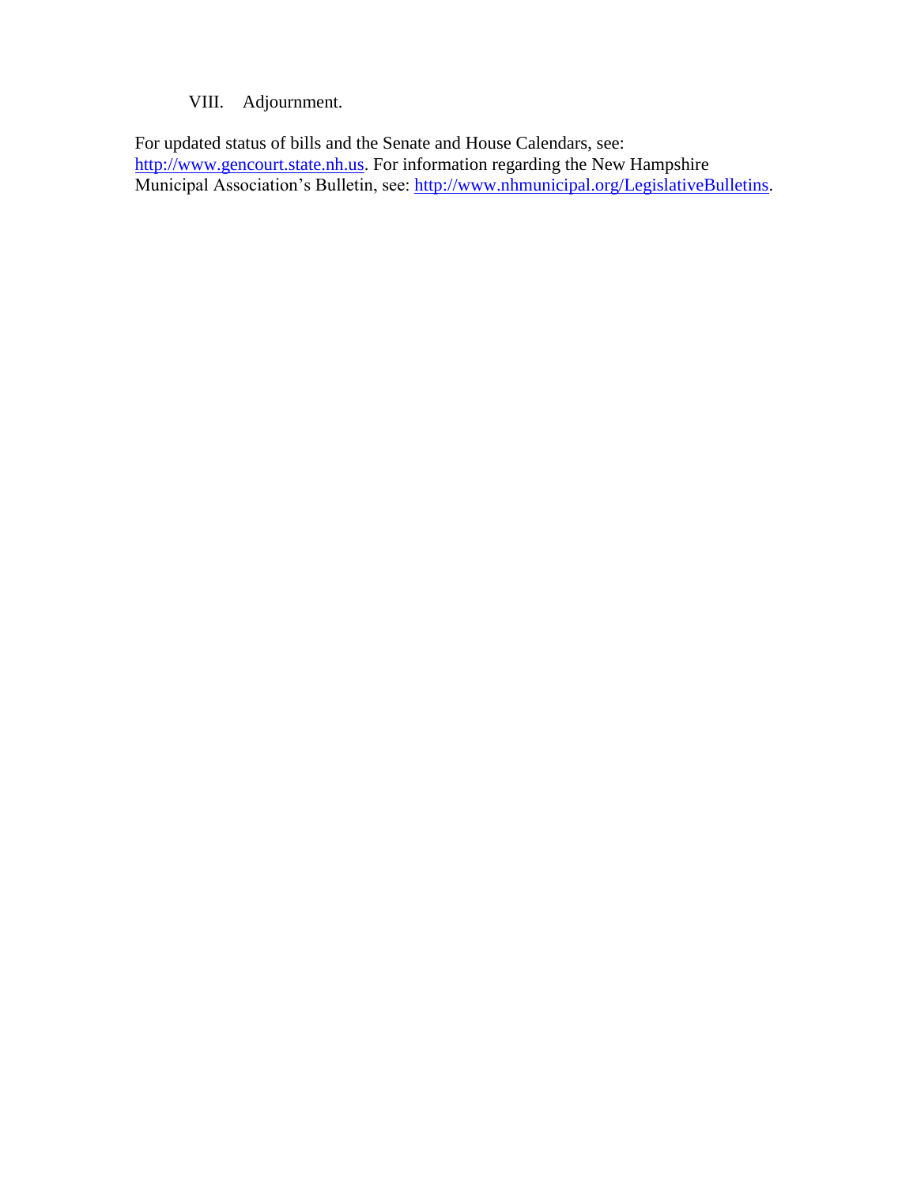VIII. Adjournment.

For updated status of bills and the Senate and House Calendars, see: http://www.gencourt.state.nh.us. For information regarding the New Hampshire Municipal Association's Bulletin, see: http://www.nhmunicipal.org/LegislativeBulletins.